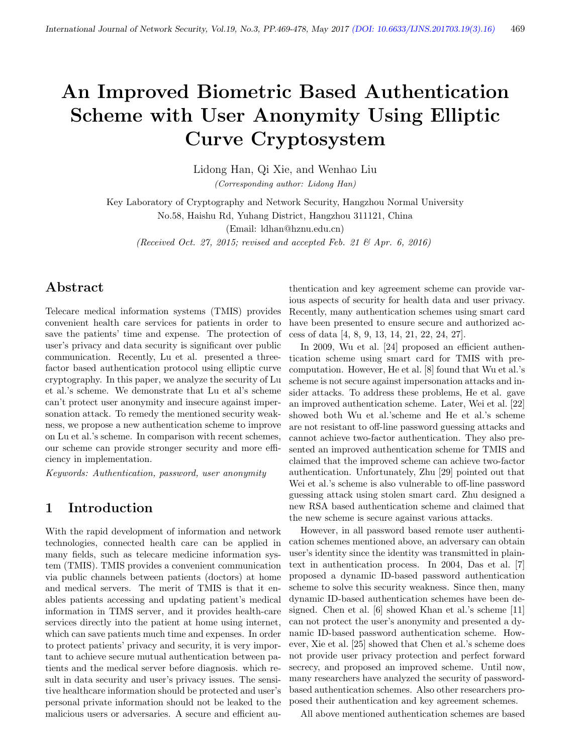# An Improved Biometric Based Authentication Scheme with User Anonymity Using Elliptic Curve Cryptosystem

Lidong Han, Qi Xie, and Wenhao Liu

*(Corresponding author: Lidong Han)*

Key Laboratory of Cryptography and Network Security, Hangzhou Normal University

No.58, Haishu Rd, Yuhang District, Hangzhou 311121, China

(Email: ldhan@hznu.edu.cn)

*(Received Oct. 27, 2015; revised and accepted Feb. 21 & Apr. 6, 2016)*

## Abstract

Telecare medical information systems (TMIS) provides convenient health care services for patients in order to save the patients' time and expense. The protection of user's privacy and data security is significant over public communication. Recently, Lu et al. presented a three-factor based authentication protocol using elliptic curve cryptography. In this paper, we analyze the security of Lu et al.'s scheme. We demonstrate that Lu et al's scheme can't protect user anonymity and insecure against impersonation attack. To remedy the mentioned security weakness, we propose a new authentication scheme to improve on Lu et al.'s scheme. In comparison with recent schemes, our scheme can provide stronger security and more efficiency in implementation.

*Keywords: Authentication, password, user anonymity*

## 1 Introduction

With the rapid development of information and network technologies, connected health care can be applied in many fields, such as telecare medicine information system (TMIS). TMIS provides a convenient communication via public channels between patients (doctors) at home and medical servers. The merit of TMIS is that it enables patients accessing and updating patient's medical information in TIMS server, and it provides health-care services directly into the patient at home using internet, which can save patients much time and expenses. In order to protect patients' privacy and security, it is very important to achieve secure mutual authentication between patients and the medical server before diagnosis. which result in data security and user's privacy issues. The sensitive healthcare information should be protected and user's personal private information should not be leaked to the malicious users or adversaries. A secure and efficient authentication and key agreement scheme can provide various aspects of security for health data and user privacy. Recently, many authentication schemes using smart card have been presented to ensure secure and authorized access of data [4, 8, 9, 13, 14, 21, 22, 24, 27].

In 2009, Wu et al. [24] proposed an efficient authentication scheme using smart card for TMIS with precomputation. However, He et al. [8] found that Wu et al.'s scheme is not secure against impersonation attacks and insider attacks. To address these problems, He et al. gave an improved authentication scheme. Later, Wei et al. [22] showed both Wu et al.'scheme and He et al.'s scheme are not resistant to off-line password guessing attacks and cannot achieve two-factor authentication. They also presented an improved authentication scheme for TMIS and claimed that the improved scheme can achieve two-factor authentication. Unfortunately, Zhu [29] pointed out that Wei et al.'s scheme is also vulnerable to off-line password guessing attack using stolen smart card. Zhu designed a new RSA based authentication scheme and claimed that the new scheme is secure against various attacks.

However, in all password based remote user authentication schemes mentioned above, an adversary can obtain user's identity since the identity was transmitted in plaintext in authentication process. In 2004, Das et al. [7] proposed a dynamic ID-based password authentication scheme to solve this security weakness. Since then, many dynamic ID-based authentication schemes have been designed. Chen et al. [6] showed Khan et al.'s scheme [11] can not protect the user's anonymity and presented a dynamic ID-based password authentication scheme. However, Xie et al. [25] showed that Chen et al.'s scheme does not provide user privacy protection and perfect forward secrecy, and proposed an improved scheme. Until now, many researchers have analyzed the security of password-based authentication schemes. Also other researchers proposed their authentication and key agreement schemes.

All above mentioned authentication schemes are based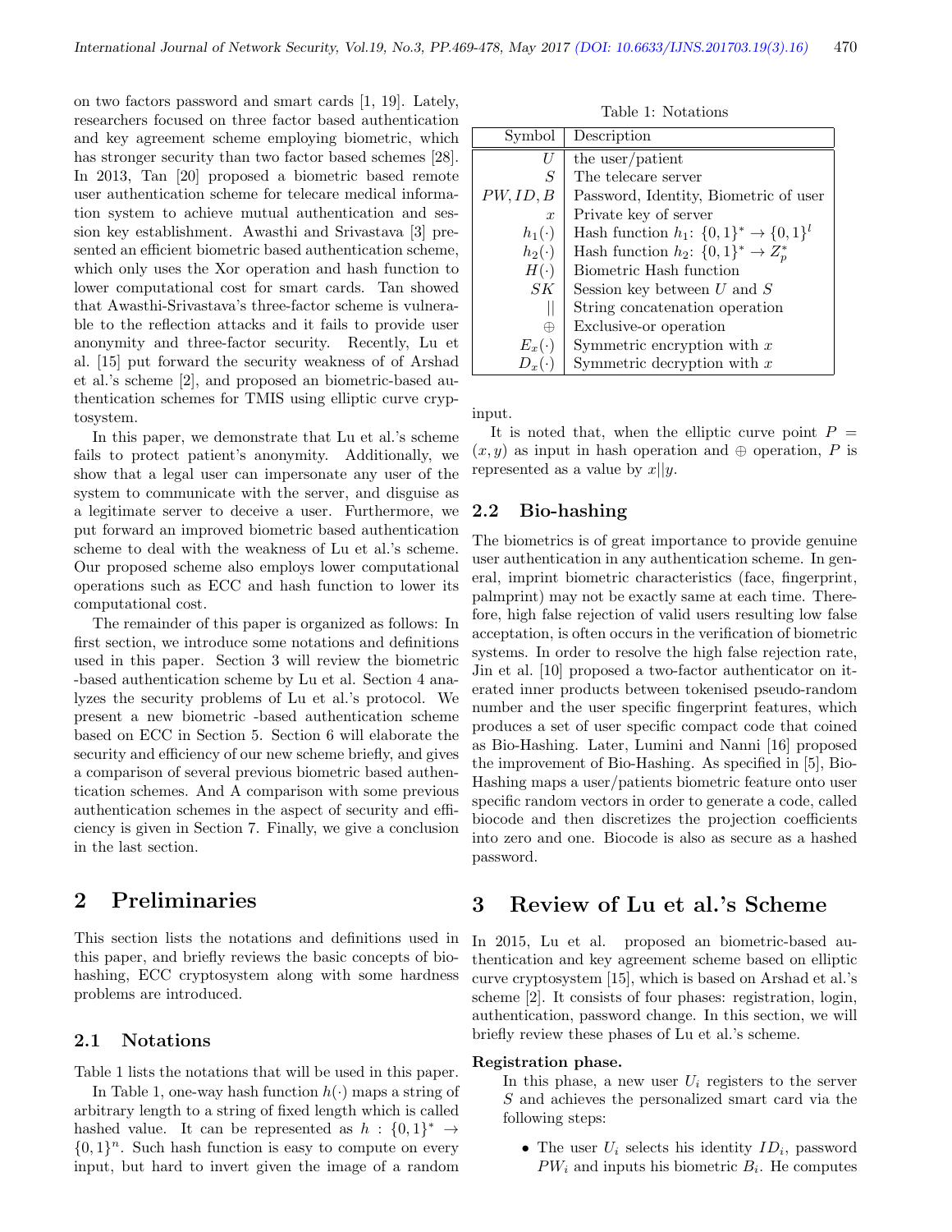on two factors password and smart cards [1, 19]. Lately, researchers focused on three factor based authentication and key agreement scheme employing biometric, which has stronger security than two factor based schemes [28]. In 2013, Tan [20] proposed a biometric based remote user authentication scheme for telecare medical information system to achieve mutual authentication and session key establishment. Awasthi and Srivastava [3] presented an efficient biometric based authentication scheme, which only uses the Xor operation and hash function to lower computational cost for smart cards. Tan showed that Awasthi-Srivastava's three-factor scheme is vulnerable to the reflection attacks and it fails to provide user anonymity and three-factor security. Recently, Lu et al. [15] put forward the security weakness of of Arshad et al.'s scheme [2], and proposed an biometric-based authentication schemes for TMIS using elliptic curve cryptosystem.

In this paper, we demonstrate that Lu et al.'s scheme fails to protect patient's anonymity. Additionally, we show that a legal user can impersonate any user of the system to communicate with the server, and disguise as a legitimate server to deceive a user. Furthermore, we put forward an improved biometric based authentication scheme to deal with the weakness of Lu et al.'s scheme. Our proposed scheme also employs lower computational operations such as ECC and hash function to lower its computational cost.

The remainder of this paper is organized as follows: In first section, we introduce some notations and definitions used in this paper. Section 3 will review the biometric -based authentication scheme by Lu et al. Section 4 analyzes the security problems of Lu et al.'s protocol. We present a new biometric -based authentication scheme based on ECC in Section 5. Section 6 will elaborate the security and efficiency of our new scheme briefly, and gives a comparison of several previous biometric based authentication schemes. And A comparison with some previous authentication schemes in the aspect of security and efficiency is given in Section 7. Finally, we give a conclusion in the last section.

## 2 Preliminaries

This section lists the notations and definitions used in this paper, and briefly reviews the basic concepts of biohashing, ECC cryptosystem along with some hardness problems are introduced.

### 2.1 Notations

Table 1 lists the notations that will be used in this paper.

In Table 1, one-way hash function $h(\cdot)$ maps a string of arbitrary length to a string of fixed length which is called hashed value. It can be represented as $h : \{0,1\}^* \rightarrow \{0,1\}^n$. Such hash function is easy to compute on every input, but hard to invert given the image of a random input.

Table 1: Notations

| Symbol | Description |
|---|---|
| $U$ | the user/patient |
| $S$ | The telecare server |
| $PW, ID, B$ | Password, Identity, Biometric of user |
| $x$ | Private key of server |
| $h_1(\cdot)$ | Hash function $h_1$: $\{0,1\}^* \rightarrow \{0,1\}^l$ |
| $h_2(\cdot)$ | Hash function $h_2$: $\{0,1\}^* \rightarrow Z_p^*$ |
| $H(\cdot)$ | Biometric Hash function |
| $SK$ | Session key between $U$ and $S$ |
| $\|\|$ | String concatenation operation |
| $\oplus$ | Exclusive-or operation |
| $E_x(\cdot)$ | Symmetric encryption with $x$ |
| $D_x(\cdot)$ | Symmetric decryption with $x$ |

It is noted that, when the elliptic curve point $P = (x, y)$ as input in hash operation and $\oplus$ operation, $P$ is represented as a value by $x||y$.

### 2.2 Bio-hashing

The biometrics is of great importance to provide genuine user authentication in any authentication scheme. In general, imprint biometric characteristics (face, fingerprint, palmprint) may not be exactly same at each time. Therefore, high false rejection of valid users resulting low false acceptation, is often occurs in the verification of biometric systems. In order to resolve the high false rejection rate, Jin et al. [10] proposed a two-factor authenticator on iterated inner products between tokenised pseudo-random number and the user specific fingerprint features, which produces a set of user specific compact code that coined as Bio-Hashing. Later, Lumini and Nanni [16] proposed the improvement of Bio-Hashing. As specified in [5], Bio-Hashing maps a user/patients biometric feature onto user specific random vectors in order to generate a code, called biocode and then discretizes the projection coefficients into zero and one. Biocode is also as secure as a hashed password.

## 3 Review of Lu et al.'s Scheme

In 2015, Lu et al. proposed an biometric-based authentication and key agreement scheme based on elliptic curve cryptosystem [15], which is based on Arshad et al.'s scheme [2]. It consists of four phases: registration, login, authentication, password change. In this section, we will briefly review these phases of Lu et al.'s scheme.

**Registration phase.**

In this phase, a new user $U_i$ registers to the server $S$ and achieves the personalized smart card via the following steps:

- The user $U_i$ selects his identity $ID_i$, password $PW_i$ and inputs his biometric $B_i$. He computes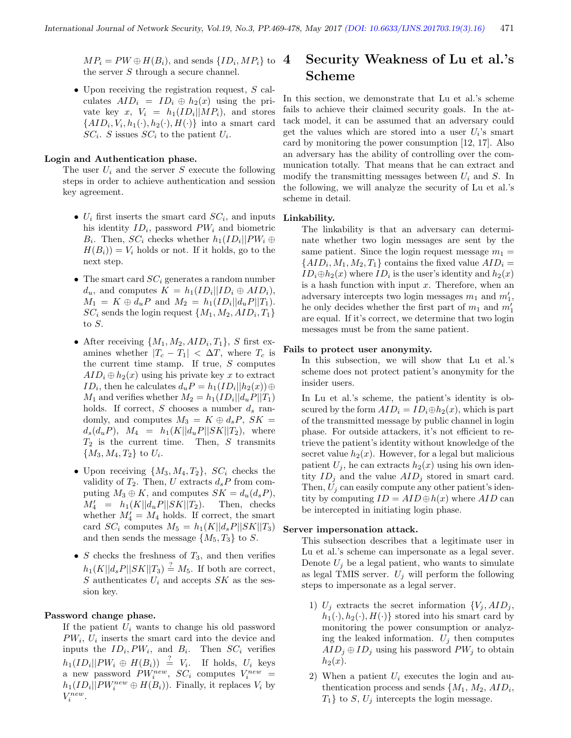$MP_i = PW \oplus H(B_i)$, and sends $\{ID_i, MP_i\}$ to the server $S$ through a secure channel.

- Upon receiving the registration request, $S$ calculates $AID_i = ID_i \oplus h_2(x)$ using the private key $x$, $V_i = h_1(ID_i||MP_i)$, and stores $\{AID_i, V_i, h_1(\cdot), h_2(\cdot), H(\cdot)\}$ into a smart card $SC_i$. $S$ issues $SC_i$ to the patient $U_i$.

**Login and Authentication phase.**

The user $U_i$ and the server $S$ execute the following steps in order to achieve authentication and session key agreement.

- $U_i$ first inserts the smart card $SC_i$, and inputs his identity $ID_i$, password $PW_i$ and biometric $B_i$. Then, $SC_i$ checks whether $h_1(ID_i||PW_i \oplus H(B_i)) = V_i$ holds or not. If it holds, go to the next step.
- The smart card $SC_i$ generates a random number $d_u$, and computes $K = h_1(ID_i||ID_i \oplus AID_i)$, $M_1 = K \oplus d_uP$ and $M_2 = h_1(ID_i||d_uP||T_1)$. $SC_i$ sends the login request $\{M_1, M_2, AID_i, T_1\}$ to $S$.
- After receiving $\{M_1, M_2, AID_i, T_1\}$, $S$ first examines whether $|T_c - T_1| < \Delta T$, where $T_c$ is the current time stamp. If true, $S$ computes $AID_i \oplus h_2(x)$ using his private key $x$ to extract $ID_i$, then he calculates $d_uP = h_1(ID_i||h_2(x)) \oplus M_1$ and verifies whether $M_2 = h_1(ID_i||d_uP||T_1)$ holds. If correct, $S$ chooses a number $d_s$ randomly, and computes $M_3 = K \oplus d_sP$, $SK = d_s(d_uP)$, $M_4 = h_1(K||d_uP||SK||T_2)$, where $T_2$ is the current time. Then, $S$ transmits $\{M_3, M_4, T_2\}$ to $U_i$.
- Upon receiving $\{M_3, M_4, T_2\}$, $SC_i$ checks the validity of $T_2$. Then, $U$ extracts $d_sP$ from computing $M_3 \oplus K$, and computes $SK = d_u(d_sP)$, $M_4' = h_1(K||d_uP||SK||T_2)$. Then, checks whether $M_4' = M_4$ holds. If correct, the smart card $SC_i$ computes $M_5 = h_1(K||d_sP||SK||T_3)$ and then sends the message $\{M_5, T_3\}$ to $S$.
- $S$ checks the freshness of $T_3$, and then verifies $h_1(K||d_sP||SK||T_3) \stackrel{?}{=} M_5$. If both are correct, $S$ authenticates $U_i$ and accepts $SK$ as the session key.

**Password change phase.**

If the patient $U_i$ wants to change his old password $PW_i$, $U_i$ inserts the smart card into the device and inputs the $ID_i, PW_i$, and $B_i$. Then $SC_i$ verifies $h_1(ID_i||PW_i \oplus H(B_i)) \stackrel{?}{=} V_i$. If holds, $U_i$ keys a new password $PW_i^{new}$, $SC_i$ computes $V_i^{new} = h_1(ID_i||PW_i^{new} \oplus H(B_i))$. Finally, it replaces $V_i$ by $V_i^{new}$.

# 4 Security Weakness of Lu et al.'s Scheme

In this section, we demonstrate that Lu et al.'s scheme fails to achieve their claimed security goals. In the attack model, it can be assumed that an adversary could get the values which are stored into a user $U_i$'s smart card by monitoring the power consumption [12, 17]. Also an adversary has the ability of controlling over the communication totally. That means that he can extract and modify the transmitting messages between $U_i$ and $S$. In the following, we will analyze the security of Lu et al.'s scheme in detail.

**Linkability.**

The linkability is that an adversary can determinate whether two login messages are sent by the same patient. Since the login request message $m_1 = \{AID_i, M_1, M_2, T_1\}$ contains the fixed value $AID_i = ID_i \oplus h_2(x)$ where $ID_i$ is the user's identity and $h_2(x)$ is a hash function with input $x$. Therefore, when an adversary intercepts two login messages $m_1$ and $m_1'$, he only decides whether the first part of $m_1$ and $m_1'$ are equal. If it's correct, we determine that two login messages must be from the same patient.

**Fails to protect user anonymity.**

In this subsection, we will show that Lu et al.'s scheme does not protect patient's anonymity for the insider users.

In Lu et al.'s scheme, the patient's identity is obscured by the form $AID_i = ID_i \oplus h_2(x)$, which is part of the transmitted message by public channel in login phase. For outside attackers, it's not efficient to retrieve the patient's identity without knowledge of the secret value $h_2(x)$. However, for a legal but malicious patient $U_j$, he can extracts $h_2(x)$ using his own identity $ID_j$ and the value $AID_j$ stored in smart card. Then, $U_j$ can easily compute any other patient's identity by computing $ID = AID \oplus h(x)$ where $AID$ can be intercepted in initiating login phase.

**Server impersonation attack.**

This subsection describes that a legitimate user in Lu et al.'s scheme can impersonate as a legal sever. Denote $U_j$ be a legal patient, who wants to simulate as legal TMIS server. $U_j$ will perform the following steps to impersonate as a legal server.

1) $U_j$ extracts the secret information $\{V_j, AID_j, h_1(\cdot), h_2(\cdot), H(\cdot)\}$ stored into his smart card by monitoring the power consumption or analyzing the leaked information. $U_j$ then computes $AID_j \oplus ID_j$ using his password $PW_j$ to obtain $h_2(x)$.
2) When a patient $U_i$ executes the login and authentication process and sends $\{M_1, M_2, AID_i, T_1\}$ to $S$, $U_j$ intercepts the login message.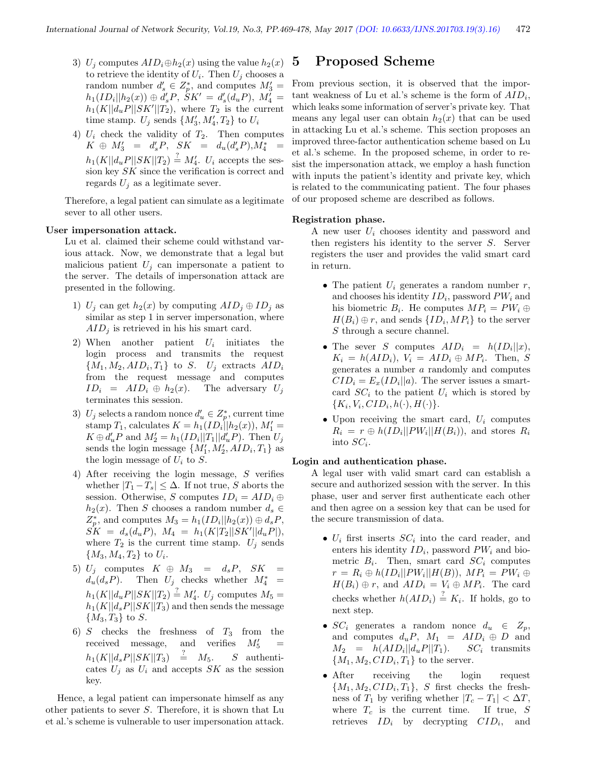3) $U_j$ computes $AID_i \oplus h_2(x)$ using the value $h_2(x)$ to retrieve the identity of $U_i$. Then $U_j$ chooses a random number $d'_s \in Z_p^*$, and computes $M'_3 = h_1(ID_i||h_2(x)) \oplus d'_s P$, $SK' = d'_s(d_u P)$, $M'_4 = h_1(K||d_u P||SK'||T_2)$, where $T_2$ is the current time stamp. $U_j$ sends $\{M'_3, M'_4, T_2\}$ to $U_i$

4) $U_i$ check the validity of $T_2$. Then computes $K \oplus M'_3 = d'_s P$, $SK = d_u(d'_s P)$, $M_4^* = h_1(K||d_u P||SK||T_2) \stackrel{?}{=} M'_4$. $U_i$ accepts the session key $SK$ since the verification is correct and regards $U_j$ as a legitimate sever.

Therefore, a legal patient can simulate as a legitimate sever to all other users.

**User impersonation attack.**

Lu et al. claimed their scheme could withstand various attack. Now, we demonstrate that a legal but malicious patient $U_j$ can impersonate a patient to the server. The details of impersonation attack are presented in the following.

1) $U_j$ can get $h_2(x)$ by computing $AID_j \oplus ID_j$ as similar as step 1 in server impersonation, where $AID_j$ is retrieved in his his smart card.

2) When another patient $U_i$ initiates the login process and transmits the request $\{M_1, M_2, AID_i, T_1\}$ to $S$. $U_j$ extracts $AID_i$ from the request message and computes $ID_i = AID_i \oplus h_2(x)$. The adversary $U_j$ terminates this session.

3) $U_j$ selects a random nonce $d'_u \in Z_p^*$, current time stamp $T_1$, calculates $K = h_1(ID_i||h_2(x))$, $M'_1 = K \oplus d'_u P$ and $M'_2 = h_1(ID_i||T_1||d'_u P)$. Then $U_j$ sends the login message $\{M'_1, M'_2, AID_i, T_1\}$ as the login message of $U_i$ to $S$.

4) After receiving the login message, $S$ verifies whether $|T_1 - T_s| \leq \Delta$. If not true, $S$ aborts the session. Otherwise, $S$ computes $ID_i = AID_i \oplus h_2(x)$. Then $S$ chooses a random number $d_s \in Z_p^*$, and computes $M_3 = h_1(ID_i||h_2(x)) \oplus d_s P$, $SK = d_s(d_u P)$, $M_4 = h_1(K|T_2||SK'||d_u P|)$, where $T_2$ is the current time stamp. $U_j$ sends $\{M_3, M_4, T_2\}$ to $U_i$.

5) $U_j$ computes $K \oplus M_3 = d_s P$, $SK = d_u(d_s P)$. Then $U_j$ checks whether $M_4^* = h_1(K||d_u P||SK||T_2) \stackrel{?}{=} M'_4$. $U_j$ computes $M_5 = h_1(K||d_s P||SK||T_3)$ and then sends the message $\{M_3, T_3\}$ to $S$.

6) $S$ checks the freshness of $T_3$ from the received message, and verifies $M'_5 = h_1(K||d_s P||SK||T_3) \stackrel{?}{=} M_5$. $S$ authenticates $U_j$ as $U_i$ and accepts $SK$ as the session key.

Hence, a legal patient can impersonate himself as any other patients to sever $S$. Therefore, it is shown that Lu et al.'s scheme is vulnerable to user impersonation attack.

# 5 Proposed Scheme

From previous section, it is observed that the important weakness of Lu et al.'s scheme is the form of $AID_i$, which leaks some information of server's private key. That means any legal user can obtain $h_2(x)$ that can be used in attacking Lu et al.'s scheme. This section proposes an improved three-factor authentication scheme based on Lu et al.'s scheme. In the proposed scheme, in order to resist the impersonation attack, we employ a hash function with inputs the patient's identity and private key, which is related to the communicating patient. The four phases of our proposed scheme are described as follows.

**Registration phase.**

A new user $U_i$ chooses identity and password and then registers his identity to the server $S$. Server registers the user and provides the valid smart card in return.

- The patient $U_i$ generates a random number $r$, and chooses his identity $ID_i$, password $PW_i$ and his biometric $B_i$. He computes $MP_i = PW_i \oplus H(B_i) \oplus r$, and sends $\{ID_i, MP_i\}$ to the server $S$ through a secure channel.
- The sever $S$ computes $AID_i = h(ID_i||x)$, $K_i = h(AID_i)$, $V_i = AID_i \oplus MP_i$. Then, $S$ generates a number $a$ randomly and computes $CID_i = E_x(ID_i||a)$. The server issues a smartcard $SC_i$ to the patient $U_i$ which is stored by $\{K_i, V_i, CID_i, h(\cdot), H(\cdot)\}$.
- Upon receiving the smart card, $U_i$ computes $R_i = r \oplus h(ID_i||PW_i||H(B_i))$, and stores $R_i$ into $SC_i$.

**Login and authentication phase.**

A legal user with valid smart card can establish a secure and authorized session with the server. In this phase, user and server first authenticate each other and then agree on a session key that can be used for the secure transmission of data.

- $U_i$ first inserts $SC_i$ into the card reader, and enters his identity $ID_i$, password $PW_i$ and biometric $B_i$. Then, smart card $SC_i$ computes $r = R_i \oplus h(ID_i||PW_i||H(B))$, $MP_i = PW_i \oplus H(B_i) \oplus r$, and $AID_i = V_i \oplus MP_i$. The card checks whether $h(AID_i) \stackrel{?}{=} K_i$. If holds, go to next step.
- $SC_i$ generates a random nonce $d_u \in Z_p$, and computes $d_u P$, $M_1 = AID_i \oplus D$ and $M_2 = h(AID_i||d_u P||T_1)$. $SC_i$ transmits $\{M_1, M_2, CID_i, T_1\}$ to the server.
- After receiving the login request $\{M_1, M_2, CID_i, T_1\}$, $S$ first checks the freshness of $T_1$ by verifing whether $|T_c - T_1| < \Delta T$, where $T_c$ is the current time. If true, $S$ retrieves $ID_i$ by decrypting $CID_i$, and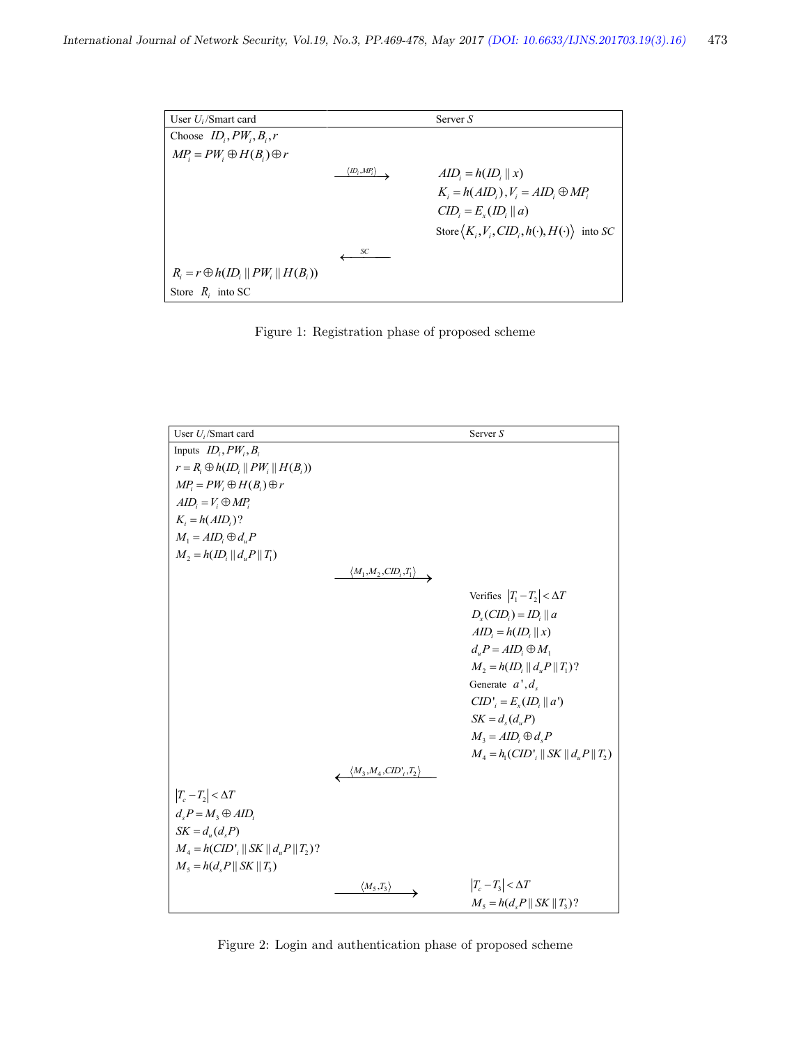| User $U_i$/Smart card | | Server $S$ |
|---|---|---|
| Choose $ID_i, PW_i, B_i, r$ | | |
| $MP_i = PW_i \oplus H(B_i) \oplus r$ | | |
| | $\xrightarrow{\langle ID_i, MP_i \rangle}$ | $AID_i = h(ID_i \parallel x)$ |
| | | $K_i = h(AID_i), V_i = AID_i \oplus MP_i$ |
| | | $CID_i = E_x(ID_i \parallel a)$ |
| | | Store $\langle K_i, V_i, CID_i, h(\cdot), H(\cdot) \rangle$ into $SC$ |
| | $\xleftarrow{SC}$ | |
| $R_i = r \oplus h(ID_i \parallel PW_i \parallel H(B_i))$ | | |
| Store $R_i$ into SC | | |

Figure 1: Registration phase of proposed scheme

| User $U_i$/Smart card | | Server $S$ |
|---|---|---|
| Inputs $ID_i, PW_i, B_i$ | | |
| $r = R_i \oplus h(ID_i \parallel PW_i \parallel H(B_i))$ | | |
| $MP_i = PW_i \oplus H(B_i) \oplus r$ | | |
| $AID_i = V_i \oplus MP_i$ | | |
| $K_i = h(AID_i)$? | | |
| $M_1 = AID_i \oplus d_u P$ | | |
| $M_2 = h(ID_i \parallel d_u P \parallel T_1)$ | | |
| | $\xrightarrow{\langle M_1, M_2, CID_i, T_1 \rangle}$ | |
| | | Verifies $\lvert T_1 - T_2 \rvert < \Delta T$ |
| | | $D_x(CID_i) = ID_i \parallel a$ |
| | | $AID_i = h(ID_i \parallel x)$ |
| | | $d_u P = AID_i \oplus M_1$ |
| | | $M_2 = h(ID_i \parallel d_u P \parallel T_1)$? |
| | | Generate $a', d_s$ |
| | | $CID'_i = E_x(ID_i \parallel a')$ |
| | | $SK = d_s(d_u P)$ |
| | | $M_3 = AID_i \oplus d_s P$ |
| | | $M_4 = h_1(CID'_i \parallel SK \parallel d_u P \parallel T_2)$ |
| | $\xleftarrow{\langle M_3, M_4, CID'_i, T_2 \rangle}$ | |
| $\lvert T_c - T_2 \rvert < \Delta T$ | | |
| $d_s P = M_3 \oplus AID_i$ | | |
| $SK = d_u(d_s P)$ | | |
| $M_4 = h(CID'_i \parallel SK \parallel d_u P \parallel T_2)$? | | |
| $M_5 = h(d_s P \parallel SK \parallel T_3)$ | | |
| | $\xrightarrow{\langle M_5, T_3 \rangle}$ | $\lvert T_c - T_3 \rvert < \Delta T$ |
| | | $M_5 = h(d_s P \parallel SK \parallel T_3)$? |

Figure 2: Login and authentication phase of proposed scheme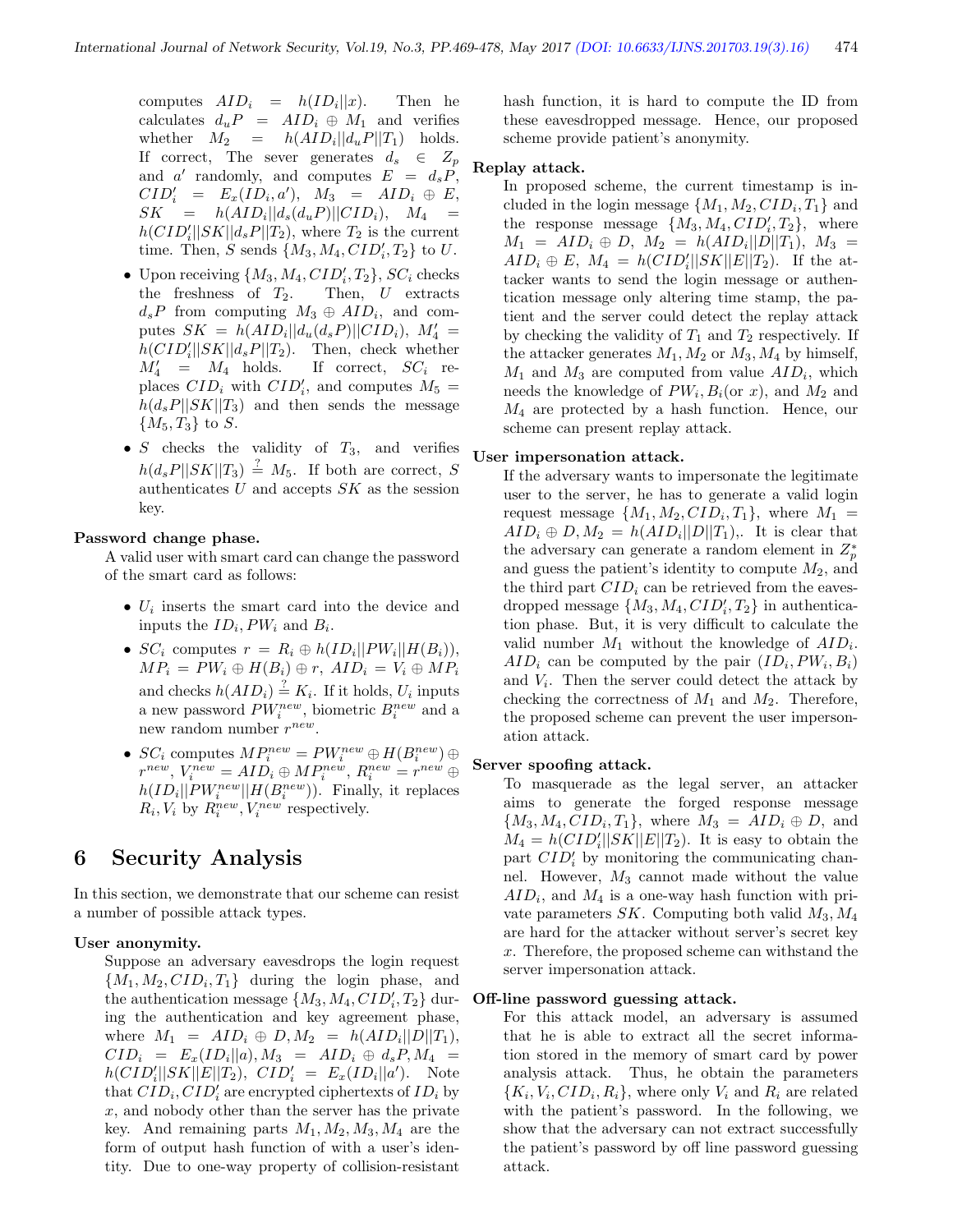computes $AID_i = h(ID_i||x)$. Then he calculates $d_uP = AID_i \oplus M_1$ and verifies whether $M_2 = h(AID_i||d_uP||T_1)$ holds. If correct, The sever generates $d_s \in Z_p$ and $a'$ randomly, and computes $E = d_sP$, $CID_i' = E_x(ID_i, a')$, $M_3 = AID_i \oplus E$, $SK = h(AID_i||d_s(d_uP)||CID_i)$, $M_4 = h(CID_i'||SK||d_sP||T_2)$, where $T_2$ is the current time. Then, $S$ sends $\{M_3, M_4, CID_i', T_2\}$ to $U$.

- Upon receiving $\{M_3, M_4, CID_i', T_2\}$, $SC_i$ checks the freshness of $T_2$. Then, $U$ extracts $d_sP$ from computing $M_3 \oplus AID_i$, and computes $SK = h(AID_i||d_u(d_sP)||CID_i)$, $M_4' = h(CID_i'||SK||d_sP||T_2)$. Then, check whether $M_4' = M_4$ holds. If correct, $SC_i$ replaces $CID_i$ with $CID_i'$, and computes $M_5 = h(d_sP||SK||T_3)$ and then sends the message $\{M_5, T_3\}$ to $S$.
- $S$ checks the validity of $T_3$, and verifies $h(d_sP||SK||T_3) \stackrel{?}{=} M_5$. If both are correct, $S$ authenticates $U$ and accepts $SK$ as the session key.

**Password change phase.**

A valid user with smart card can change the password of the smart card as follows:

- $U_i$ inserts the smart card into the device and inputs the $ID_i, PW_i$ and $B_i$.
- $SC_i$ computes $r = R_i \oplus h(ID_i||PW_i||H(B_i))$, $MP_i = PW_i \oplus H(B_i) \oplus r$, $AID_i = V_i \oplus MP_i$ and checks $h(AID_i) \stackrel{?}{=} K_i$. If it holds, $U_i$ inputs a new password $PW_i^{new}$, biometric $B_i^{new}$ and a new random number $r^{new}$.
- $SC_i$ computes $MP_i^{new} = PW_i^{new} \oplus H(B_i^{new}) \oplus r^{new}$, $V_i^{new} = AID_i \oplus MP_i^{new}$, $R_i^{new} = r^{new} \oplus h(ID_i||PW_i^{new}||H(B_i^{new}))$. Finally, it replaces $R_i, V_i$ by $R_i^{new}, V_i^{new}$ respectively.

# 6 Security Analysis

In this section, we demonstrate that our scheme can resist a number of possible attack types.

**User anonymity.**

Suppose an adversary eavesdrops the login request $\{M_1, M_2, CID_i, T_1\}$ during the login phase, and the authentication message $\{M_3, M_4, CID_i', T_2\}$ during the authentication and key agreement phase, where $M_1 = AID_i \oplus D, M_2 = h(AID_i||D||T_1)$, $CID_i = E_x(ID_i||a), M_3 = AID_i \oplus d_sP, M_4 = h(CID_i'||SK||E||T_2)$, $CID_i' = E_x(ID_i||a')$. Note that $CID_i, CID_i'$ are encrypted ciphertexts of $ID_i$ by $x$, and nobody other than the server has the private key. And remaining parts $M_1, M_2, M_3, M_4$ are the form of output hash function of with a user's identity. Due to one-way property of collision-resistant hash function, it is hard to compute the ID from these eavesdropped message. Hence, our proposed scheme provide patient's anonymity.

**Replay attack.**

In proposed scheme, the current timestamp is included in the login message $\{M_1, M_2, CID_i, T_1\}$ and the response message $\{M_3, M_4, CID_i', T_2\}$, where $M_1 = AID_i \oplus D$, $M_2 = h(AID_i||D||T_1)$, $M_3 = AID_i \oplus E$, $M_4 = h(CID_i'||SK||E||T_2)$. If the attacker wants to send the login message or authentication message only altering time stamp, the patient and the server could detect the replay attack by checking the validity of $T_1$ and $T_2$ respectively. If the attacker generates $M_1, M_2$ or $M_3, M_4$ by himself, $M_1$ and $M_3$ are computed from value $AID_i$, which needs the knowledge of $PW_i, B_i$(or $x$), and $M_2$ and $M_4$ are protected by a hash function. Hence, our scheme can present replay attack.

**User impersonation attack.**

If the adversary wants to impersonate the legitimate user to the server, he has to generate a valid login request message $\{M_1, M_2, CID_i, T_1\}$, where $M_1 = AID_i \oplus D, M_2 = h(AID_i||D||T_1)$,. It is clear that the adversary can generate a random element in $Z_p^*$ and guess the patient's identity to compute $M_2$, and the third part $CID_i$ can be retrieved from the eavesdropped message $\{M_3, M_4, CID_i', T_2\}$ in authentication phase. But, it is very difficult to calculate the valid number $M_1$ without the knowledge of $AID_i$. $AID_i$ can be computed by the pair $(ID_i, PW_i, B_i)$ and $V_i$. Then the server could detect the attack by checking the correctness of $M_1$ and $M_2$. Therefore, the proposed scheme can prevent the user impersonation attack.

**Server spoofing attack.**

To masquerade as the legal server, an attacker aims to generate the forged response message $\{M_3, M_4, CID_i, T_1\}$, where $M_3 = AID_i \oplus D$, and $M_4 = h(CID_i'||SK||E||T_2)$. It is easy to obtain the part $CID_i'$ by monitoring the communicating channel. However, $M_3$ cannot made without the value $AID_i$, and $M_4$ is a one-way hash function with private parameters $SK$. Computing both valid $M_3, M_4$ are hard for the attacker without server's secret key $x$. Therefore, the proposed scheme can withstand the server impersonation attack.

**Off-line password guessing attack.**

For this attack model, an adversary is assumed that he is able to extract all the secret information stored in the memory of smart card by power analysis attack. Thus, he obtain the parameters $\{K_i, V_i, CID_i, R_i\}$, where only $V_i$ and $R_i$ are related with the patient's password. In the following, we show that the adversary can not extract successfully the patient's password by off line password guessing attack.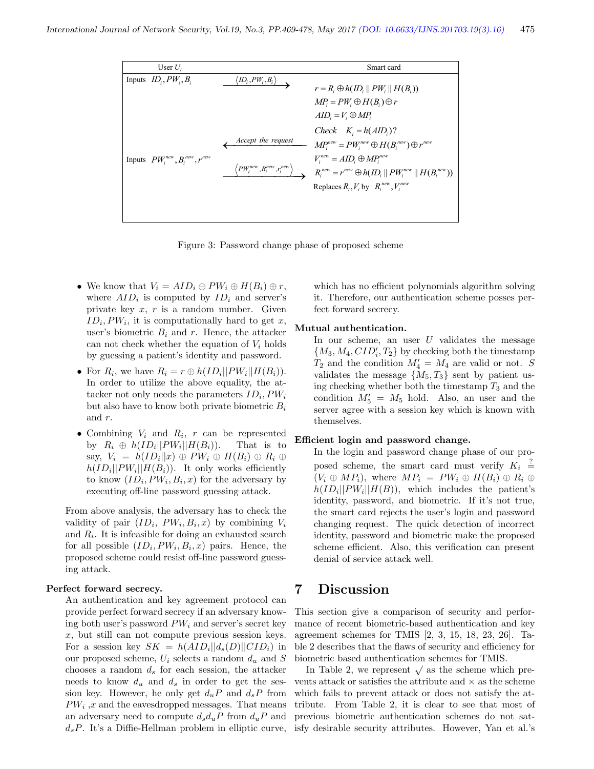| User $U_i$ | | Smart card |
|---|---|---|
| Inputs $ID_i, PW_i, B_i$ | $\langle ID_i, PW_i, B_i \rangle$ → | $r = R_i \oplus h(ID_i \| PW_i \| H(B_i))$ <br> $MP_i = PW_i \oplus H(B_i) \oplus r$ <br> $AID_i = V_i \oplus MP_i$ <br> Check $K_i = h(AID_i)$? |
| | ← Accept the request | $MP_i^{new} = PW_i^{new} \oplus H(B_i^{new}) \oplus r^{new}$ |
| Inputs $PW_i^{new}, B_i^{new}, r^{new}$ | $\langle PW_i^{new}, B_i^{new}, r_i^{new} \rangle$ → | $V_i^{new} = AID_i \oplus MP_i^{new}$ <br> $R_i^{new} = r^{new} \oplus h(ID_i \| PW_i^{new} \| H(B_i^{new}))$ <br> Replaces $R_i, V_i$ by $R_i^{new}, V_i^{new}$ |

Figure 3: Password change phase of proposed scheme

- We know that $V_i = AID_i \oplus PW_i \oplus H(B_i) \oplus r$, where $AID_i$ is computed by $ID_i$ and server's private key $x$, $r$ is a random number. Given $ID_i, PW_i$, it is computationally hard to get $x$, user's biometric $B_i$ and $r$. Hence, the attacker can not check whether the equation of $V_i$ holds by guessing a patient's identity and password.
- For $R_i$, we have $R_i = r \oplus h(ID_i||PW_i||H(B_i))$. In order to utilize the above equality, the attacker not only needs the parameters $ID_i, PW_i$ but also have to know both private biometric $B_i$ and $r$.
- Combining $V_i$ and $R_i$, $r$ can be represented by $R_i \oplus h(ID_i||PW_i||H(B_i))$. That is to say, $V_i = h(ID_i||x) \oplus PW_i \oplus H(B_i) \oplus R_i \oplus h(ID_i||PW_i||H(B_i))$. It only works efficiently to know $(ID_i, PW_i, B_i, x)$ for the adversary by executing off-line password guessing attack.

From above analysis, the adversary has to check the validity of pair $(ID_i, PW_i, B_i, x)$ by combining $V_i$ and $R_i$. It is infeasible for doing an exhausted search for all possible $(ID_i, PW_i, B_i, x)$ pairs. Hence, the proposed scheme could resist off-line password guessing attack.

**Perfect forward secrecy.**
An authentication and key agreement protocol can provide perfect forward secrecy if an adversary knowing both user's password $PW_i$ and server's secret key $x$, but still can not compute previous session keys. For a session key $SK = h(AID_i||d_s(D)||CID_i)$ in our proposed scheme, $U_i$ selects a random $d_u$ and $S$ chooses a random $d_s$ for each session, the attacker needs to know $d_u$ and $d_s$ in order to get the session key. However, he only get $d_uP$ and $d_sP$ from $PW_i$ ,$x$ and the eavesdropped messages. That means an adversary need to compute $d_sd_uP$ from $d_uP$ and $d_sP$. It's a Diffie-Hellman problem in elliptic curve, which has no efficient polynomials algorithm solving it. Therefore, our authentication scheme posses perfect forward secrecy.

**Mutual authentication.**
In our scheme, an user $U$ validates the message $\{M_3, M_4, CID_i', T_2\}$ by checking both the timestamp $T_2$ and the condition $M_4' = M_4$ are valid or not. $S$ validates the message $\{M_5, T_3\}$ sent by patient using checking whether both the timestamp $T_3$ and the condition $M_5' = M_5$ hold. Also, an user and the server agree with a session key which is known with themselves.

**Efficient login and password change.**
In the login and password change phase of our proposed scheme, the smart card must verify $K_i \stackrel{?}{=} (V_i \oplus MP_i)$, where $MP_i = PW_i \oplus H(B_i) \oplus R_i \oplus h(ID_i||PW_i||H(B))$, which includes the patient's identity, password, and biometric. If it's not true, the smart card rejects the user's login and password changing request. The quick detection of incorrect identity, password and biometric make the proposed scheme efficient. Also, this verification can present denial of service attack well.

# 7 Discussion

This section give a comparison of security and performance of recent biometric-based authentication and key agreement schemes for TMIS [2, 3, 15, 18, 23, 26]. Table 2 describes that the flaws of security and efficiency for biometric based authentication schemes for TMIS.

In Table 2, we represent $\surd$ as the scheme which prevents attack or satisfies the attribute and $\times$ as the scheme which fails to prevent attack or does not satisfy the attribute. From Table 2, it is clear to see that most of previous biometric authentication schemes do not satisfy desirable security attributes. However, Yan et al.'s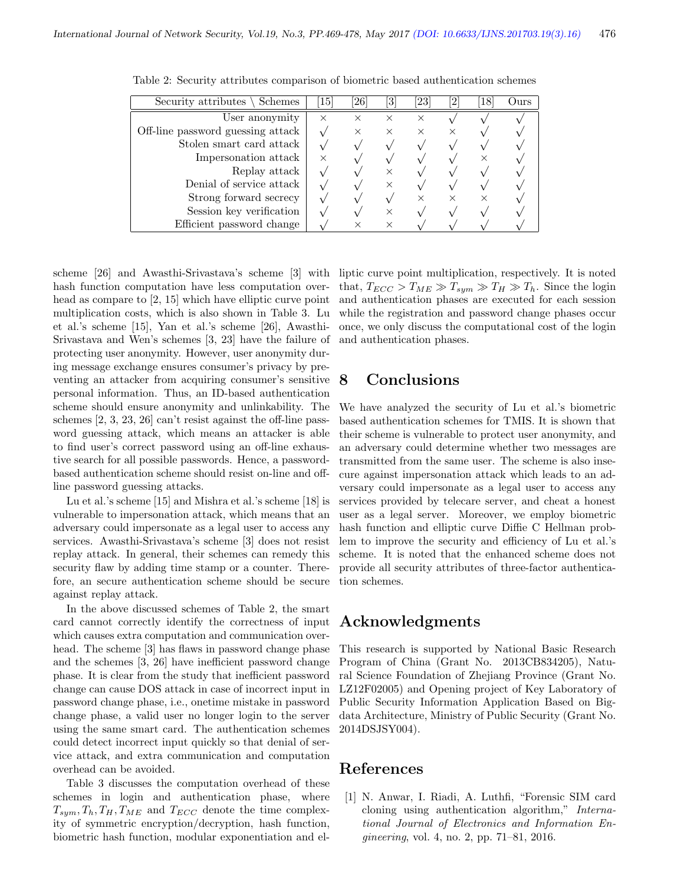Table 2: Security attributes comparison of biometric based authentication schemes

| Security attributes \ Schemes | [15] | [26] | [3] | [23] | [2] | [18] | Ours |
|---|---|---|---|---|---|---|---|
| User anonymity | × | × | × | × | √ | √ | √ |
| Off-line password guessing attack | √ | × | × | × | × | √ | √ |
| Stolen smart card attack | √ | √ | √ | √ | √ | √ | √ |
| Impersonation attack | × | √ | √ | √ | √ | × | √ |
| Replay attack | √ | √ | × | √ | √ | √ | √ |
| Denial of service attack | √ | √ | × | √ | √ | √ | √ |
| Strong forward secrecy | √ | √ | √ | × | × | × | √ |
| Session key verification | √ | √ | × | √ | √ | √ | √ |
| Efficient password change | √ | × | × | √ | √ | √ | √ |

scheme [26] and Awasthi-Srivastava's scheme [3] with hash function computation have less computation overhead as compare to [2, 15] which have elliptic curve point multiplication costs, which is also shown in Table 3. Lu et al.'s scheme [15], Yan et al.'s scheme [26], Awasthi-Srivastava and Wen's schemes [3, 23] have the failure of protecting user anonymity. However, user anonymity during message exchange ensures consumer's privacy by preventing an attacker from acquiring consumer's sensitive personal information. Thus, an ID-based authentication scheme should ensure anonymity and unlinkability. The schemes [2, 3, 23, 26] can't resist against the off-line password guessing attack, which means an attacker is able to find user's correct password using an off-line exhaustive search for all possible passwords. Hence, a password-based authentication scheme should resist on-line and off-line password guessing attacks.

Lu et al.'s scheme [15] and Mishra et al.'s scheme [18] is vulnerable to impersonation attack, which means that an adversary could impersonate as a legal user to access any services. Awasthi-Srivastava's scheme [3] does not resist replay attack. In general, their schemes can remedy this security flaw by adding time stamp or a counter. Therefore, an secure authentication scheme should be secure against replay attack.

In the above discussed schemes of Table 2, the smart card cannot correctly identify the correctness of input which causes extra computation and communication overhead. The scheme [3] has flaws in password change phase and the schemes [3, 26] have inefficient password change phase. It is clear from the study that inefficient password change can cause DOS attack in case of incorrect input in password change phase, i.e., onetime mistake in password change phase, a valid user no longer login to the server using the same smart card. The authentication schemes could detect incorrect input quickly so that denial of service attack, and extra communication and computation overhead can be avoided.

Table 3 discusses the computation overhead of these schemes in login and authentication phase, where $T_{sym}, T_h, T_H, T_{ME}$ and $T_{ECC}$ denote the time complexity of symmetric encryption/decryption, hash function, biometric hash function, modular exponentiation and elliptic curve point multiplication, respectively. It is noted that, $T_{ECC} > T_{ME} \gg T_{sym} \gg T_H \gg T_h$. Since the login and authentication phases are executed for each session while the registration and password change phases occur once, we only discuss the computational cost of the login and authentication phases.

# 8 Conclusions

We have analyzed the security of Lu et al.'s biometric based authentication schemes for TMIS. It is shown that their scheme is vulnerable to protect user anonymity, and an adversary could determine whether two messages are transmitted from the same user. The scheme is also insecure against impersonation attack which leads to an adversary could impersonate as a legal user to access any services provided by telecare server, and cheat a honest user as a legal server. Moreover, we employ biometric hash function and elliptic curve Diffie C Hellman problem to improve the security and efficiency of Lu et al.'s scheme. It is noted that the enhanced scheme does not provide all security attributes of three-factor authentication schemes.

# Acknowledgments

This research is supported by National Basic Research Program of China (Grant No. 2013CB834205), Natural Science Foundation of Zhejiang Province (Grant No. LZ12F02005) and Opening project of Key Laboratory of Public Security Information Application Based on Big-data Architecture, Ministry of Public Security (Grant No. 2014DSJSY004).

# References

[1] N. Anwar, I. Riadi, A. Luthfi, "Forensic SIM card cloning using authentication algorithm," *International Journal of Electronics and Information Engineering*, vol. 4, no. 2, pp. 71–81, 2016.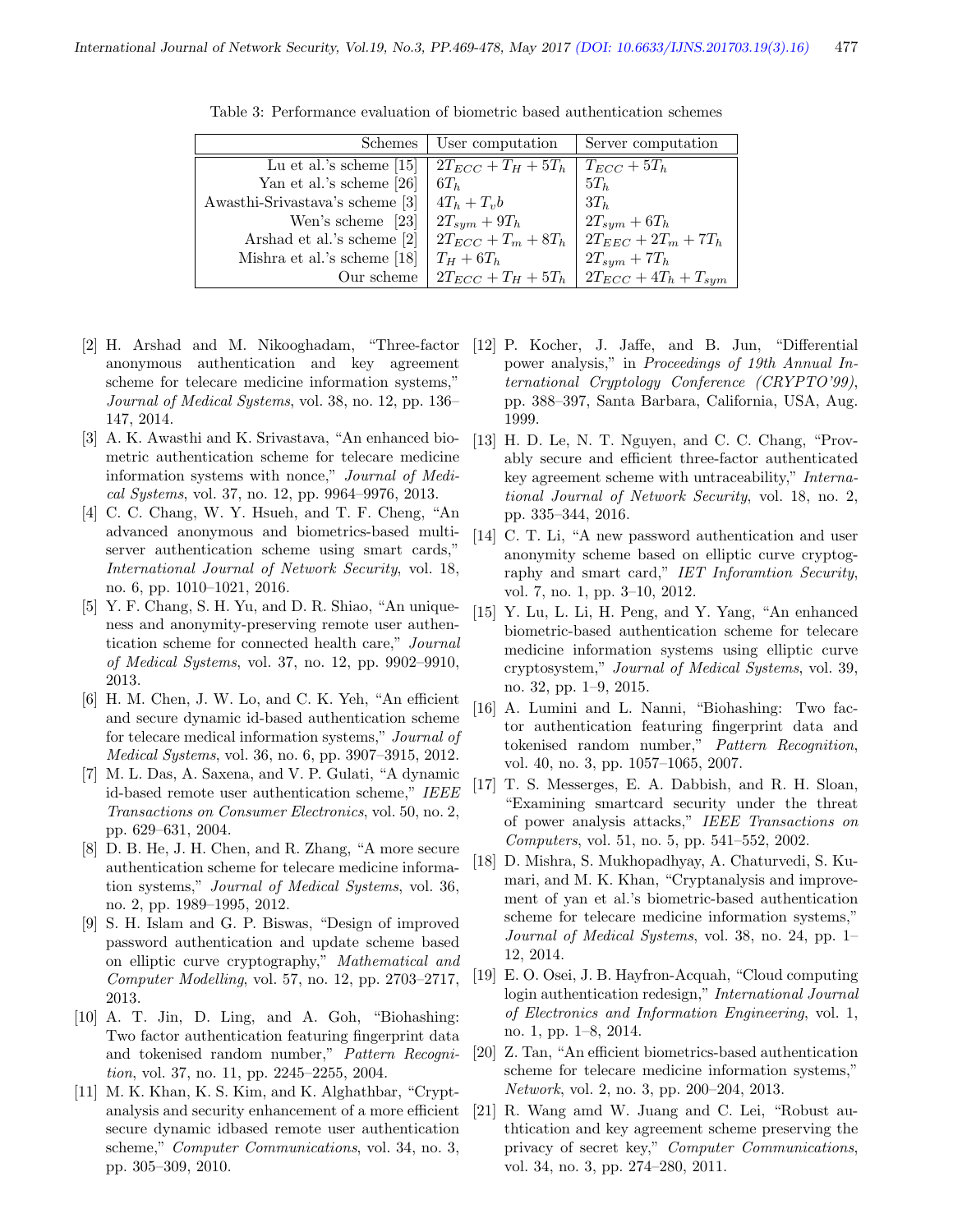Table 3: Performance evaluation of biometric based authentication schemes

| Schemes | User computation | Server computation |
|---|---|---|
| Lu et al.'s scheme [15] | $2T_{ECC} + T_H + 5T_h$ | $T_{ECC} + 5T_h$ |
| Yan et al.'s scheme [26] | $6T_h$ | $5T_h$ |
| Awasthi-Srivastava's scheme [3] | $4T_h + T_vb$ | $3T_h$ |
| Wen's scheme [23] | $2T_{sym} + 9T_h$ | $2T_{sym} + 6T_h$ |
| Arshad et al.'s scheme [2] | $2T_{ECC} + T_m + 8T_h$ | $2T_{EEC} + 2T_m + 7T_h$ |
| Mishra et al.'s scheme [18] | $T_H + 6T_h$ | $2T_{sym} + 7T_h$ |
| Our scheme | $2T_{ECC} + T_H + 5T_h$ | $2T_{ECC} + 4T_h + T_{sym}$ |

[2] H. Arshad and M. Nikooghadam, "Three-factor anonymous authentication and key agreement scheme for telecare medicine information systems," *Journal of Medical Systems*, vol. 38, no. 12, pp. 136–147, 2014.

[3] A. K. Awasthi and K. Srivastava, "An enhanced biometric authentication scheme for telecare medicine information systems with nonce," *Journal of Medical Systems*, vol. 37, no. 12, pp. 9964–9976, 2013.

[4] C. C. Chang, W. Y. Hsueh, and T. F. Cheng, "An advanced anonymous and biometrics-based multi-server authentication scheme using smart cards," *International Journal of Network Security*, vol. 18, no. 6, pp. 1010–1021, 2016.

[5] Y. F. Chang, S. H. Yu, and D. R. Shiao, "An uniqueness and anonymity-preserving remote user authentication scheme for connected health care," *Journal of Medical Systems*, vol. 37, no. 12, pp. 9902–9910, 2013.

[6] H. M. Chen, J. W. Lo, and C. K. Yeh, "An efficient and secure dynamic id-based authentication scheme for telecare medical information systems," *Journal of Medical Systems*, vol. 36, no. 6, pp. 3907–3915, 2012.

[7] M. L. Das, A. Saxena, and V. P. Gulati, "A dynamic id-based remote user authentication scheme," *IEEE Transactions on Consumer Electronics*, vol. 50, no. 2, pp. 629–631, 2004.

[8] D. B. He, J. H. Chen, and R. Zhang, "A more secure authentication scheme for telecare medicine information systems," *Journal of Medical Systems*, vol. 36, no. 2, pp. 1989–1995, 2012.

[9] S. H. Islam and G. P. Biswas, "Design of improved password authentication and update scheme based on elliptic curve cryptography," *Mathematical and Computer Modelling*, vol. 57, no. 12, pp. 2703–2717, 2013.

[10] A. T. Jin, D. Ling, and A. Goh, "Biohashing: Two factor authentication featuring fingerprint data and tokenised random number," *Pattern Recognition*, vol. 37, no. 11, pp. 2245–2255, 2004.

[11] M. K. Khan, K. S. Kim, and K. Alghathbar, "Cryptanalysis and security enhancement of a more efficient secure dynamic idbased remote user authentication scheme," *Computer Communications*, vol. 34, no. 3, pp. 305–309, 2010.

[12] P. Kocher, J. Jaffe, and B. Jun, "Differential power analysis," in *Proceedings of 19th Annual International Cryptology Conference (CRYPTO'99)*, pp. 388–397, Santa Barbara, California, USA, Aug. 1999.

[13] H. D. Le, N. T. Nguyen, and C. C. Chang, "Provably secure and efficient three-factor authenticated key agreement scheme with untraceability," *International Journal of Network Security*, vol. 18, no. 2, pp. 335–344, 2016.

[14] C. T. Li, "A new password authentication and user anonymity scheme based on elliptic curve cryptography and smart card," *IET Inforamtion Security*, vol. 7, no. 1, pp. 3–10, 2012.

[15] Y. Lu, L. Li, H. Peng, and Y. Yang, "An enhanced biometric-based authentication scheme for telecare medicine information systems using elliptic curve cryptosystem," *Journal of Medical Systems*, vol. 39, no. 32, pp. 1–9, 2015.

[16] A. Lumini and L. Nanni, "Biohashing: Two factor authentication featuring fingerprint data and tokenised random number," *Pattern Recognition*, vol. 40, no. 3, pp. 1057–1065, 2007.

[17] T. S. Messerges, E. A. Dabbish, and R. H. Sloan, "Examining smartcard security under the threat of power analysis attacks," *IEEE Transactions on Computers*, vol. 51, no. 5, pp. 541–552, 2002.

[18] D. Mishra, S. Mukhopadhyay, A. Chaturvedi, S. Kumari, and M. K. Khan, "Cryptanalysis and improvement of yan et al.'s biometric-based authentication scheme for telecare medicine information systems," *Journal of Medical Systems*, vol. 38, no. 24, pp. 1–12, 2014.

[19] E. O. Osei, J. B. Hayfron-Acquah, "Cloud computing login authentication redesign," *International Journal of Electronics and Information Engineering*, vol. 1, no. 1, pp. 1–8, 2014.

[20] Z. Tan, "An efficient biometrics-based authentication scheme for telecare medicine information systems," *Network*, vol. 2, no. 3, pp. 200–204, 2013.

[21] R. Wang amd W. Juang and C. Lei, "Robust authtication and key agreement scheme preserving the privacy of secret key," *Computer Communications*, vol. 34, no. 3, pp. 274–280, 2011.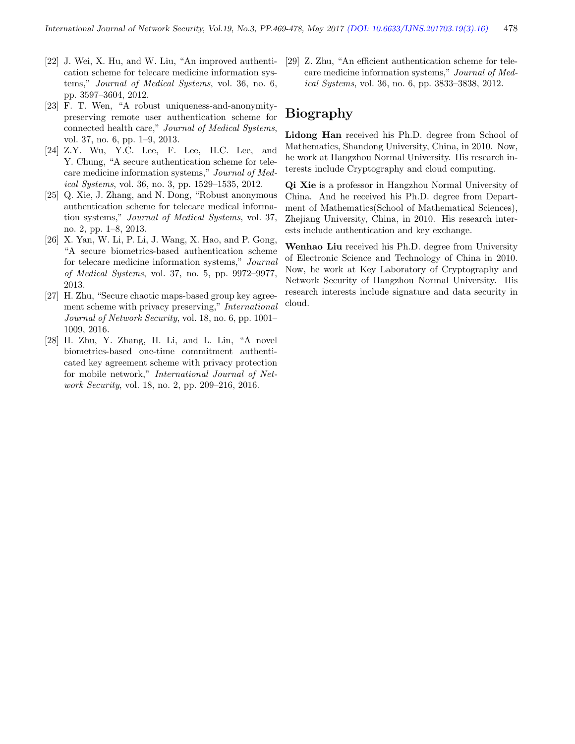[22] J. Wei, X. Hu, and W. Liu, "An improved authentication scheme for telecare medicine information systems," *Journal of Medical Systems*, vol. 36, no. 6, pp. 3597–3604, 2012.

[23] F. T. Wen, "A robust uniqueness-and-anonymity-preserving remote user authentication scheme for connected health care," *Journal of Medical Systems*, vol. 37, no. 6, pp. 1–9, 2013.

[24] Z.Y. Wu, Y.C. Lee, F. Lee, H.C. Lee, and Y. Chung, "A secure authentication scheme for telecare medicine information systems," *Journal of Medical Systems*, vol. 36, no. 3, pp. 1529–1535, 2012.

[25] Q. Xie, J. Zhang, and N. Dong, "Robust anonymous authentication scheme for telecare medical information systems," *Journal of Medical Systems*, vol. 37, no. 2, pp. 1–8, 2013.

[26] X. Yan, W. Li, P. Li, J. Wang, X. Hao, and P. Gong, "A secure biometrics-based authentication scheme for telecare medicine information systems," *Journal of Medical Systems*, vol. 37, no. 5, pp. 9972–9977, 2013.

[27] H. Zhu, "Secure chaotic maps-based group key agreement scheme with privacy preserving," *International Journal of Network Security*, vol. 18, no. 6, pp. 1001–1009, 2016.

[28] H. Zhu, Y. Zhang, H. Li, and L. Lin, "A novel biometrics-based one-time commitment authenticated key agreement scheme with privacy protection for mobile network," *International Journal of Network Security*, vol. 18, no. 2, pp. 209–216, 2016.

[29] Z. Zhu, "An efficient authentication scheme for telecare medicine information systems," *Journal of Medical Systems*, vol. 36, no. 6, pp. 3833–3838, 2012.

# Biography

**Lidong Han** received his Ph.D. degree from School of Mathematics, Shandong University, China, in 2010. Now, he work at Hangzhou Normal University. His research interests include Cryptography and cloud computing.

**Qi Xie** is a professor in Hangzhou Normal University of China. And he received his Ph.D. degree from Department of Mathematics(School of Mathematical Sciences), Zhejiang University, China, in 2010. His research interests include authentication and key exchange.

**Wenhao Liu** received his Ph.D. degree from University of Electronic Science and Technology of China in 2010. Now, he work at Key Laboratory of Cryptography and Network Security of Hangzhou Normal University. His research interests include signature and data security in cloud.